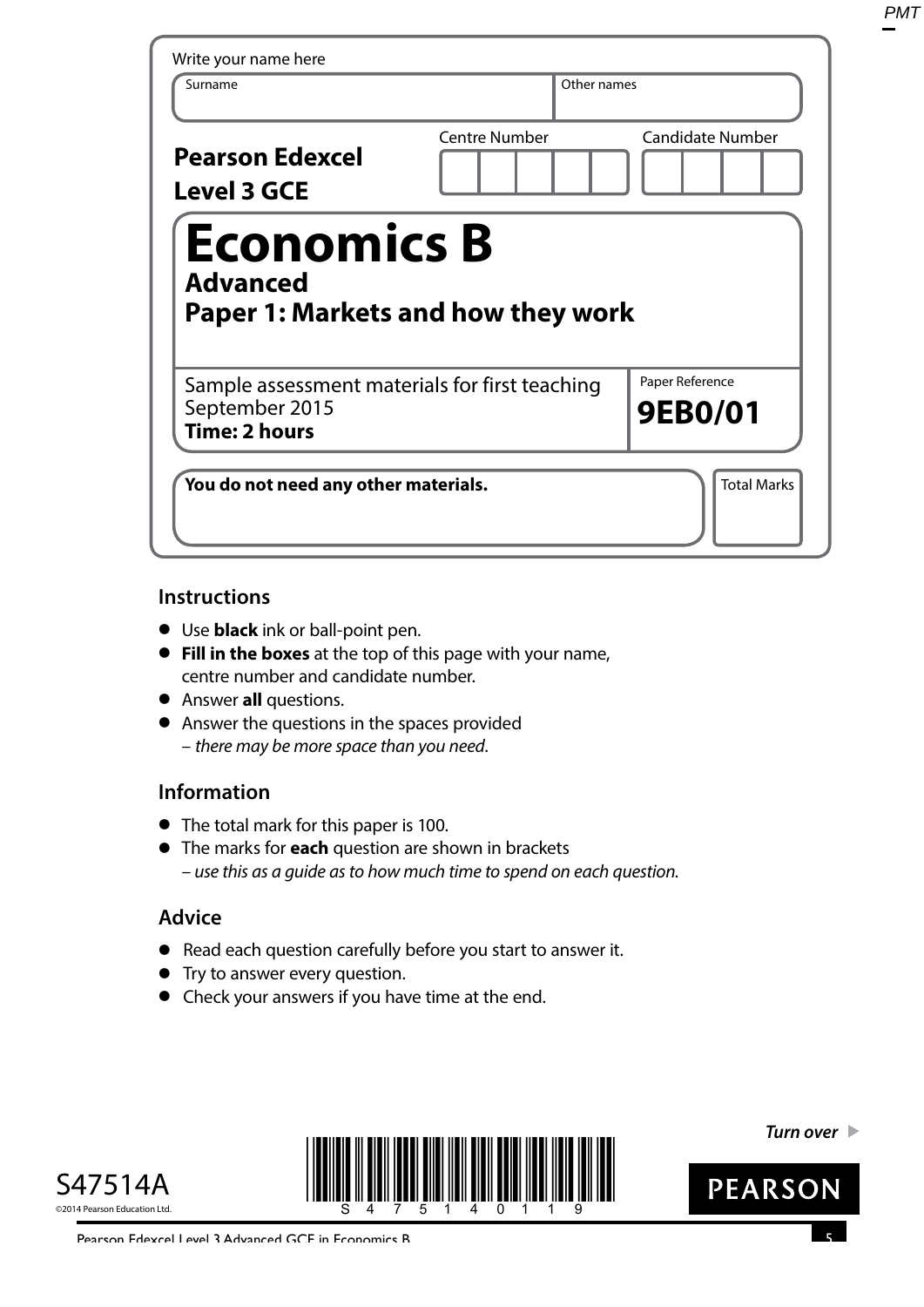Write your name here

| Surname | Other names |
| --- | --- |
| | |

**Pearson Edexcel**
**Level 3 GCE**

| Centre Number | Candidate Number |
| --- | --- |
| | |

# Economics B

## Advanced

## Paper 1: Markets and how they work

Sample assessment materials for first teaching September 2015
**Time: 2 hours**

Paper Reference
**9EB0/01**

**You do not need any other materials.**

Total Marks

### Instructions

- Use **black** ink or ball-point pen.
- **Fill in the boxes** at the top of this page with your name, centre number and candidate number.
- Answer **all** questions.
- Answer the questions in the spaces provided
  – *there may be more space than you need.*

### Information

- The total mark for this paper is 100.
- The marks for **each** question are shown in brackets
  – *use this as a guide as to how much time to spend on each question.*

### Advice

- Read each question carefully before you start to answer it.
- Try to answer every question.
- Check your answers if you have time at the end.

***Turn over***

S47514A

©2014 Pearson Education Ltd.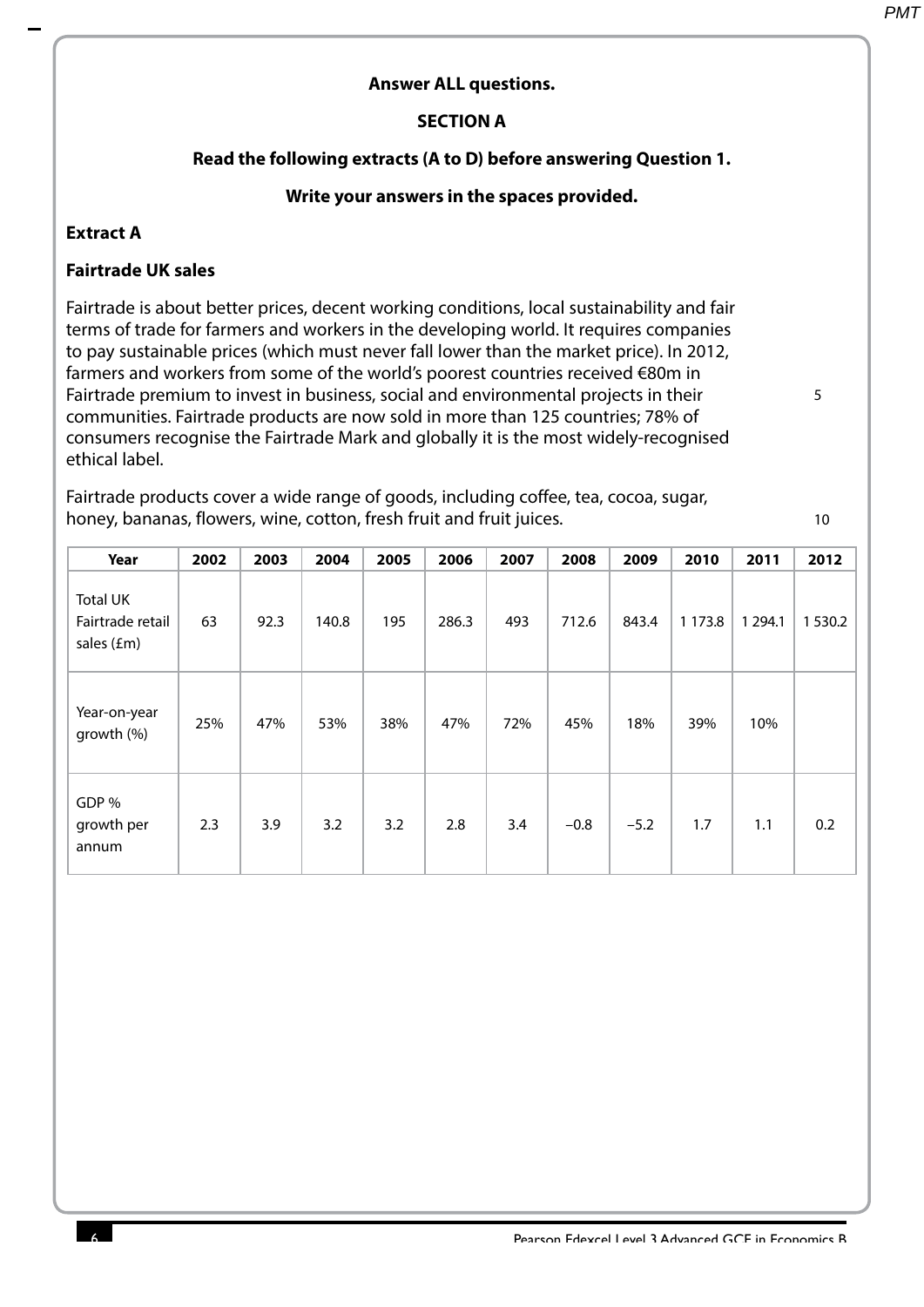**Answer ALL questions.**

**SECTION A**

**Read the following extracts (A to D) before answering Question 1.**

**Write your answers in the spaces provided.**

**Extract A**

**Fairtrade UK sales**

Fairtrade is about better prices, decent working conditions, local sustainability and fair terms of trade for farmers and workers in the developing world. It requires companies to pay sustainable prices (which must never fall lower than the market price). In 2012, farmers and workers from some of the world's poorest countries received €80m in Fairtrade premium to invest in business, social and environmental projects in their communities. Fairtrade products are now sold in more than 125 countries; 78% of consumers recognise the Fairtrade Mark and globally it is the most widely-recognised ethical label.

Fairtrade products cover a wide range of goods, including coffee, tea, cocoa, sugar, honey, bananas, flowers, wine, cotton, fresh fruit and fruit juices.

| Year | 2002 | 2003 | 2004 | 2005 | 2006 | 2007 | 2008 | 2009 | 2010 | 2011 | 2012 |
|---|---|---|---|---|---|---|---|---|---|---|---|
| Total UK Fairtrade retail sales (£m) | 63 | 92.3 | 140.8 | 195 | 286.3 | 493 | 712.6 | 843.4 | 1 173.8 | 1 294.1 | 1 530.2 |
| Year-on-year growth (%) | 25% | 47% | 53% | 38% | 47% | 72% | 45% | 18% | 39% | 10% | |
| GDP % growth per annum | 2.3 | 3.9 | 3.2 | 3.2 | 2.8 | 3.4 | −0.8 | −5.2 | 1.7 | 1.1 | 0.2 |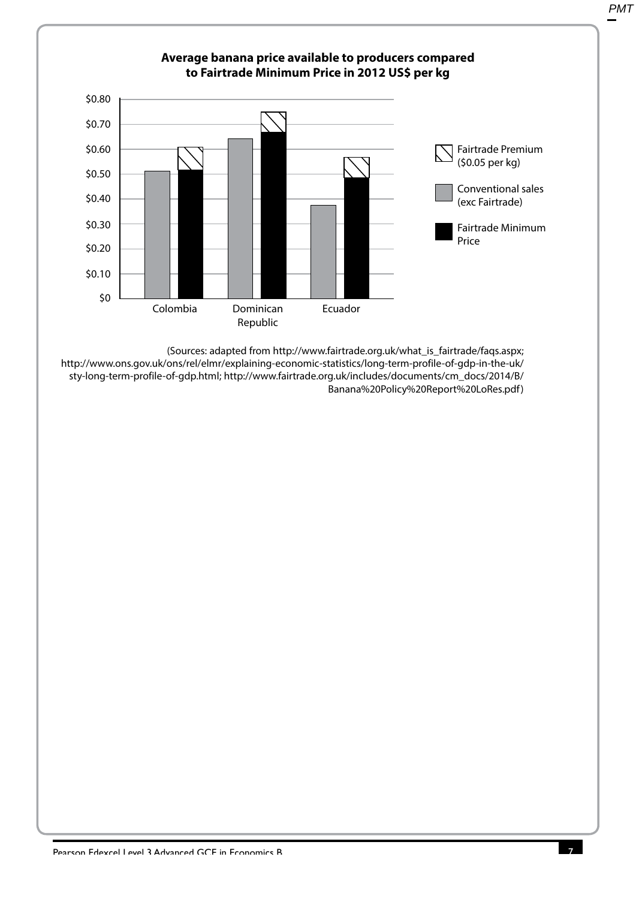**Average banana price available to producers compared to Fairtrade Minimum Price in 2012 US$ per kg**

| Country | Conventional sales (exc Fairtrade) | Fairtrade Minimum Price | Fairtrade Premium ($0.05 per kg) |
| --- | --- | --- | --- |
| Colombia | ~$0.51 | ~$0.52 | Yes |
| Dominican Republic | ~$0.64 | ~$0.67 | Yes |
| Ecuador | ~$0.37 | ~$0.49 | Yes |

(Sources: adapted from http://www.fairtrade.org.uk/what_is_fairtrade/faqs.aspx; http://www.ons.gov.uk/ons/rel/elmr/explaining-economic-statistics/long-term-profile-of-gdp-in-the-uk/sty-long-term-profile-of-gdp.html; http://www.fairtrade.org.uk/includes/documents/cm_docs/2014/B/Banana%20Policy%20Report%20LoRes.pdf)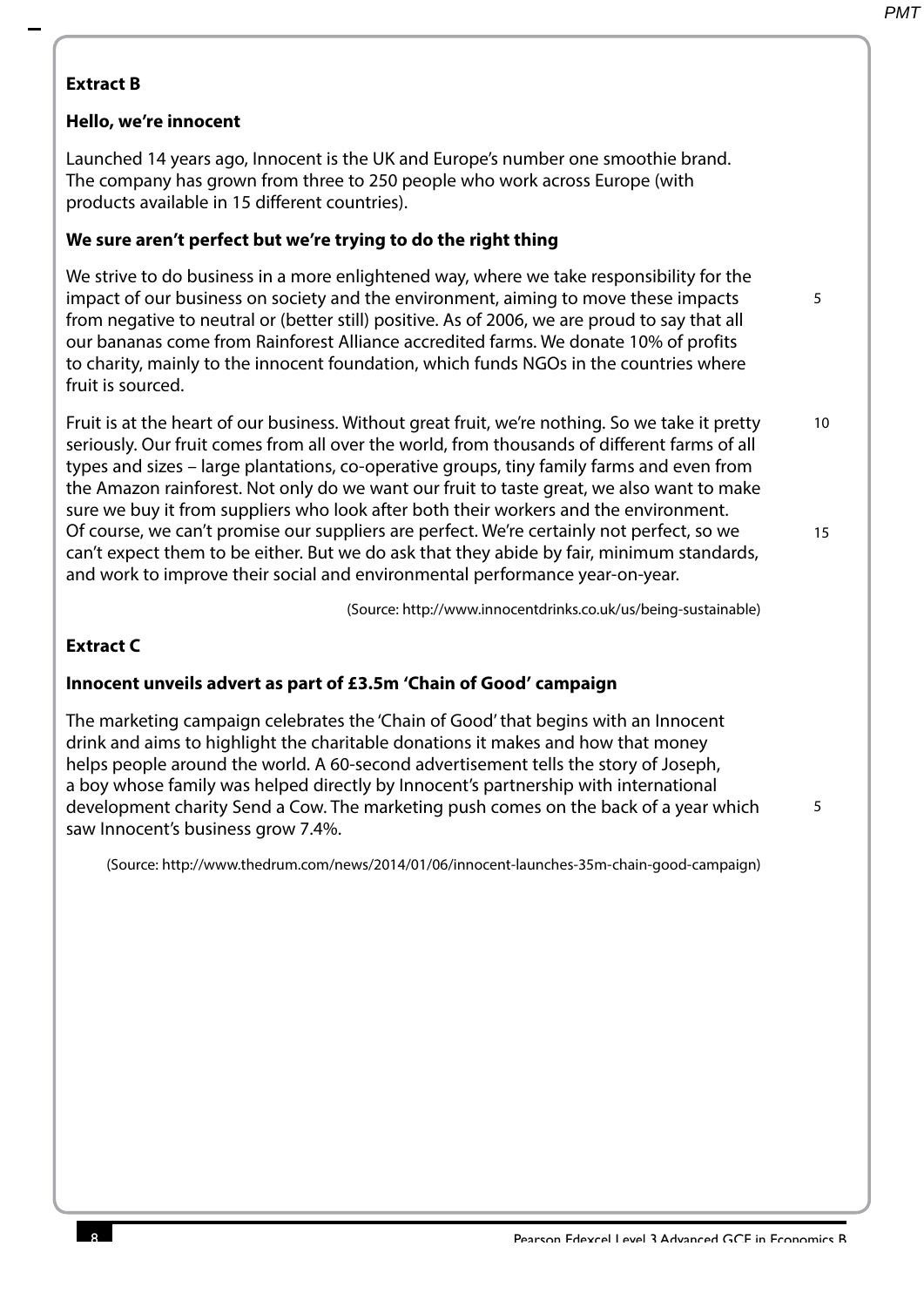**Extract B**

**Hello, we're innocent**

Launched 14 years ago, Innocent is the UK and Europe's number one smoothie brand. The company has grown from three to 250 people who work across Europe (with products available in 15 different countries).

**We sure aren't perfect but we're trying to do the right thing**

We strive to do business in a more enlightened way, where we take responsibility for the impact of our business on society and the environment, aiming to move these impacts from negative to neutral or (better still) positive. As of 2006, we are proud to say that all our bananas come from Rainforest Alliance accredited farms. We donate 10% of profits to charity, mainly to the innocent foundation, which funds NGOs in the countries where fruit is sourced.

Fruit is at the heart of our business. Without great fruit, we're nothing. So we take it pretty seriously. Our fruit comes from all over the world, from thousands of different farms of all types and sizes – large plantations, co-operative groups, tiny family farms and even from the Amazon rainforest. Not only do we want our fruit to taste great, we also want to make sure we buy it from suppliers who look after both their workers and the environment. Of course, we can't promise our suppliers are perfect. We're certainly not perfect, so we can't expect them to be either. But we do ask that they abide by fair, minimum standards, and work to improve their social and environmental performance year-on-year.

(Source: http://www.innocentdrinks.co.uk/us/being-sustainable)

**Extract C**

**Innocent unveils advert as part of £3.5m 'Chain of Good' campaign**

The marketing campaign celebrates the 'Chain of Good' that begins with an Innocent drink and aims to highlight the charitable donations it makes and how that money helps people around the world. A 60-second advertisement tells the story of Joseph, a boy whose family was helped directly by Innocent's partnership with international development charity Send a Cow. The marketing push comes on the back of a year which saw Innocent's business grow 7.4%.

(Source: http://www.thedrum.com/news/2014/01/06/innocent-launches-35m-chain-good-campaign)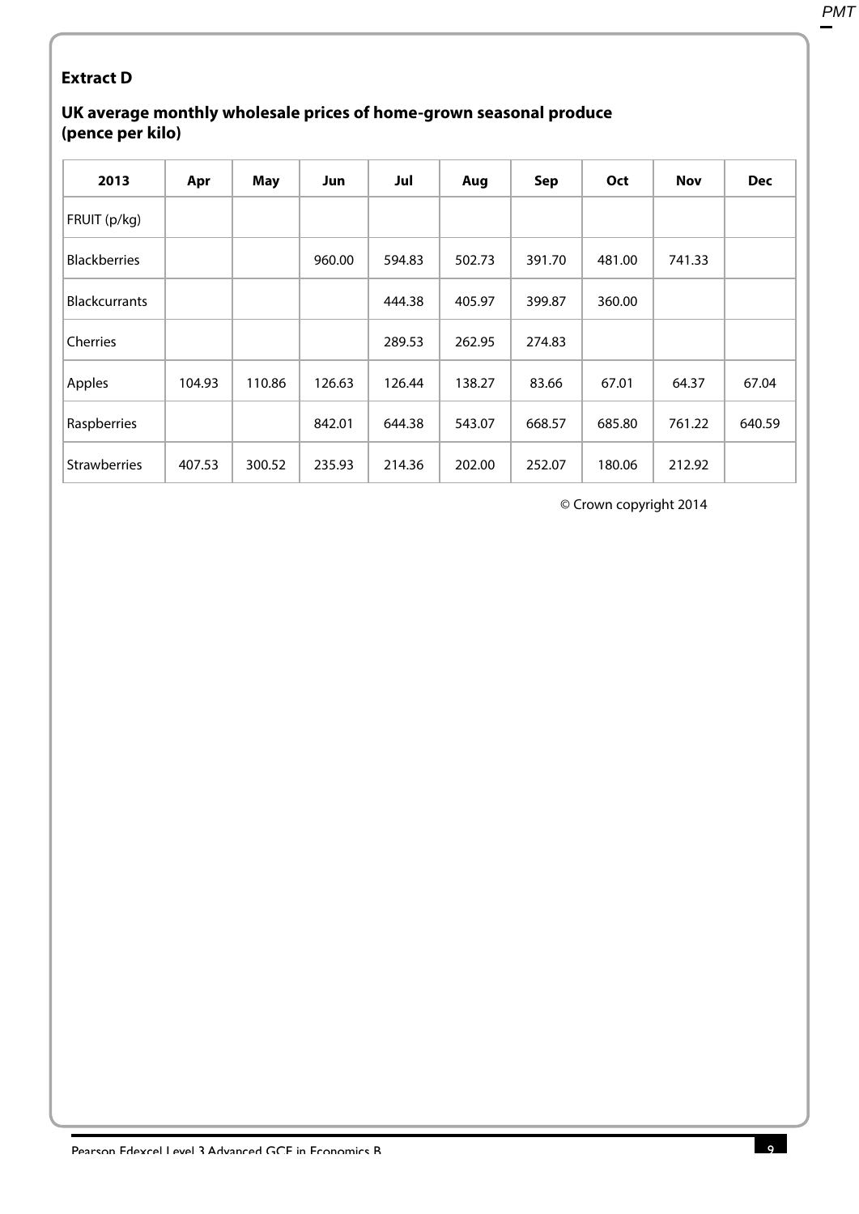**Extract D**

**UK average monthly wholesale prices of home-grown seasonal produce (pence per kilo)**

| 2013 | Apr | May | Jun | Jul | Aug | Sep | Oct | Nov | Dec |
|---|---|---|---|---|---|---|---|---|---|
| FRUIT (p/kg) | | | | | | | | | |
| Blackberries | | | 960.00 | 594.83 | 502.73 | 391.70 | 481.00 | 741.33 | |
| Blackcurrants | | | | 444.38 | 405.97 | 399.87 | 360.00 | | |
| Cherries | | | | 289.53 | 262.95 | 274.83 | | | |
| Apples | 104.93 | 110.86 | 126.63 | 126.44 | 138.27 | 83.66 | 67.01 | 64.37 | 67.04 |
| Raspberries | | | 842.01 | 644.38 | 543.07 | 668.57 | 685.80 | 761.22 | 640.59 |
| Strawberries | 407.53 | 300.52 | 235.93 | 214.36 | 202.00 | 252.07 | 180.06 | 212.92 | |

© Crown copyright 2014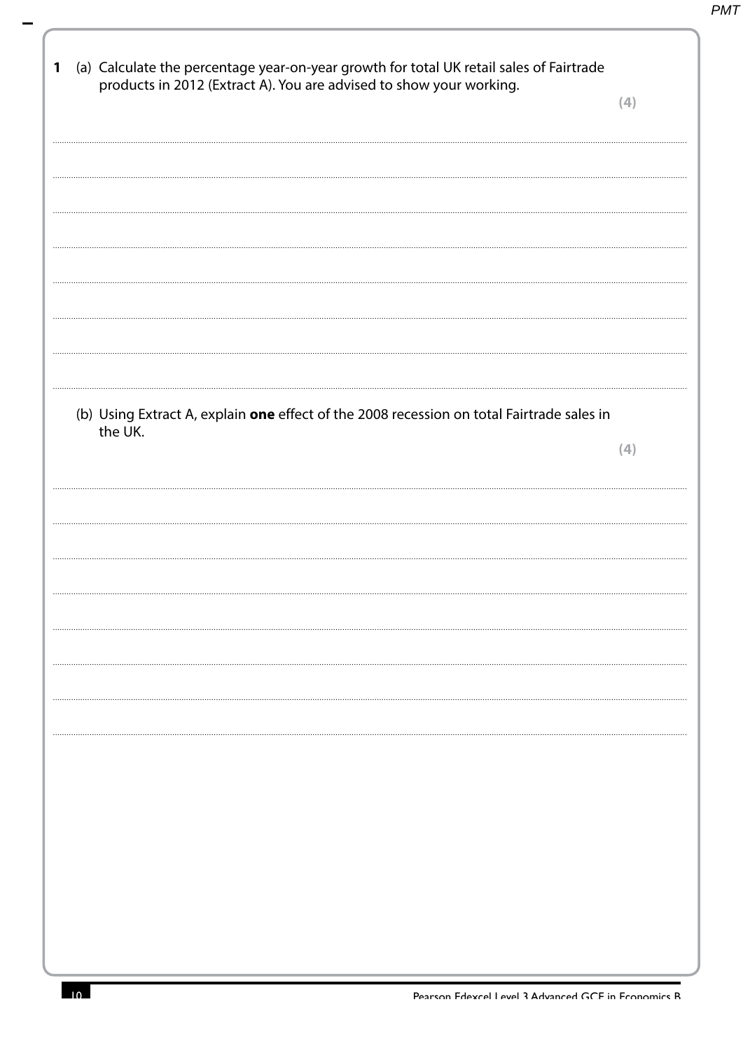**1** (a) Calculate the percentage year-on-year growth for total UK retail sales of Fairtrade products in 2012 (Extract A). You are advised to show your working.

**(4)**

(b) Using Extract A, explain **one** effect of the 2008 recession on total Fairtrade sales in the UK.

**(4)**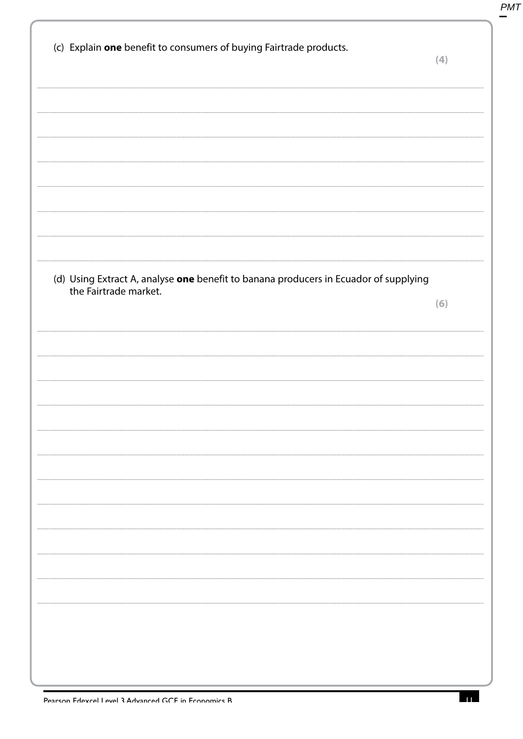(c) Explain **one** benefit to consumers of buying Fairtrade products.

**(4)**

(d) Using Extract A, analyse **one** benefit to banana producers in Ecuador of supplying the Fairtrade market.

**(6)**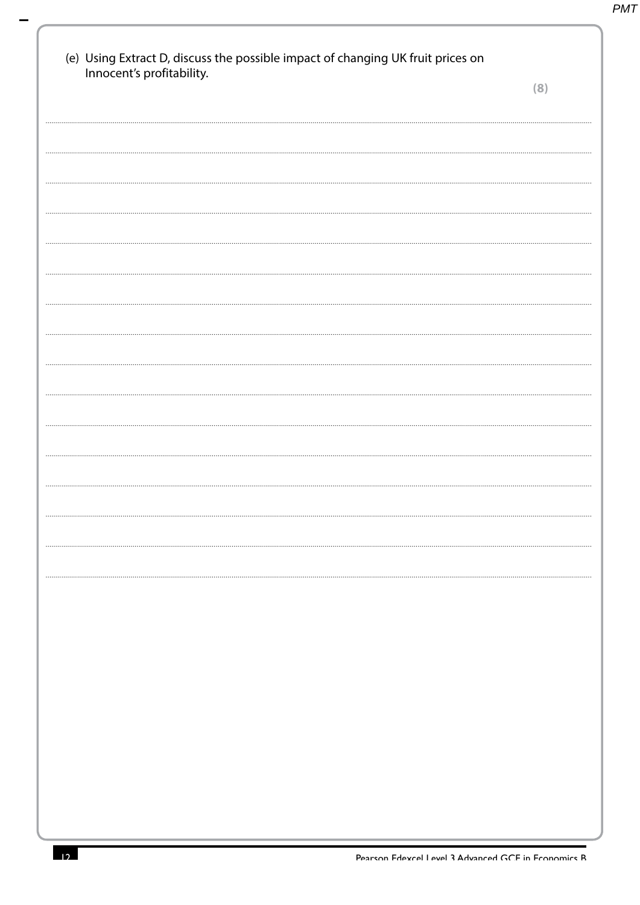(e) Using Extract D, discuss the possible impact of changing UK fruit prices on Innocent's profitability.

**(8)**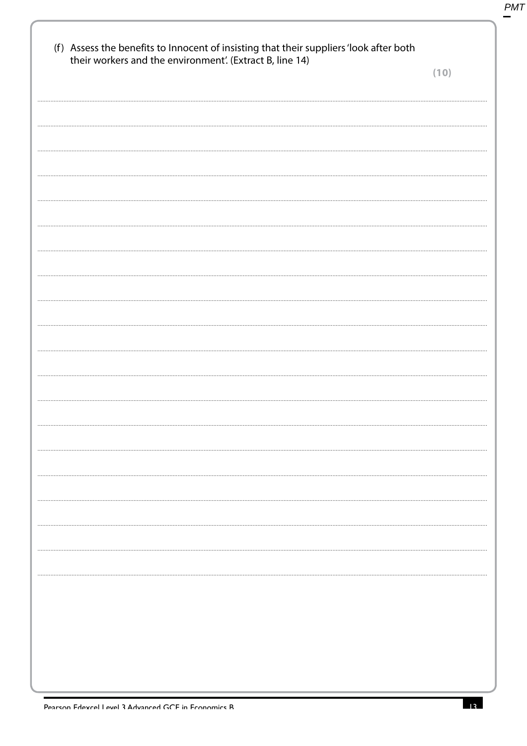(f) Assess the benefits to Innocent of insisting that their suppliers 'look after both their workers and the environment'. (Extract B, line 14)

**(10)**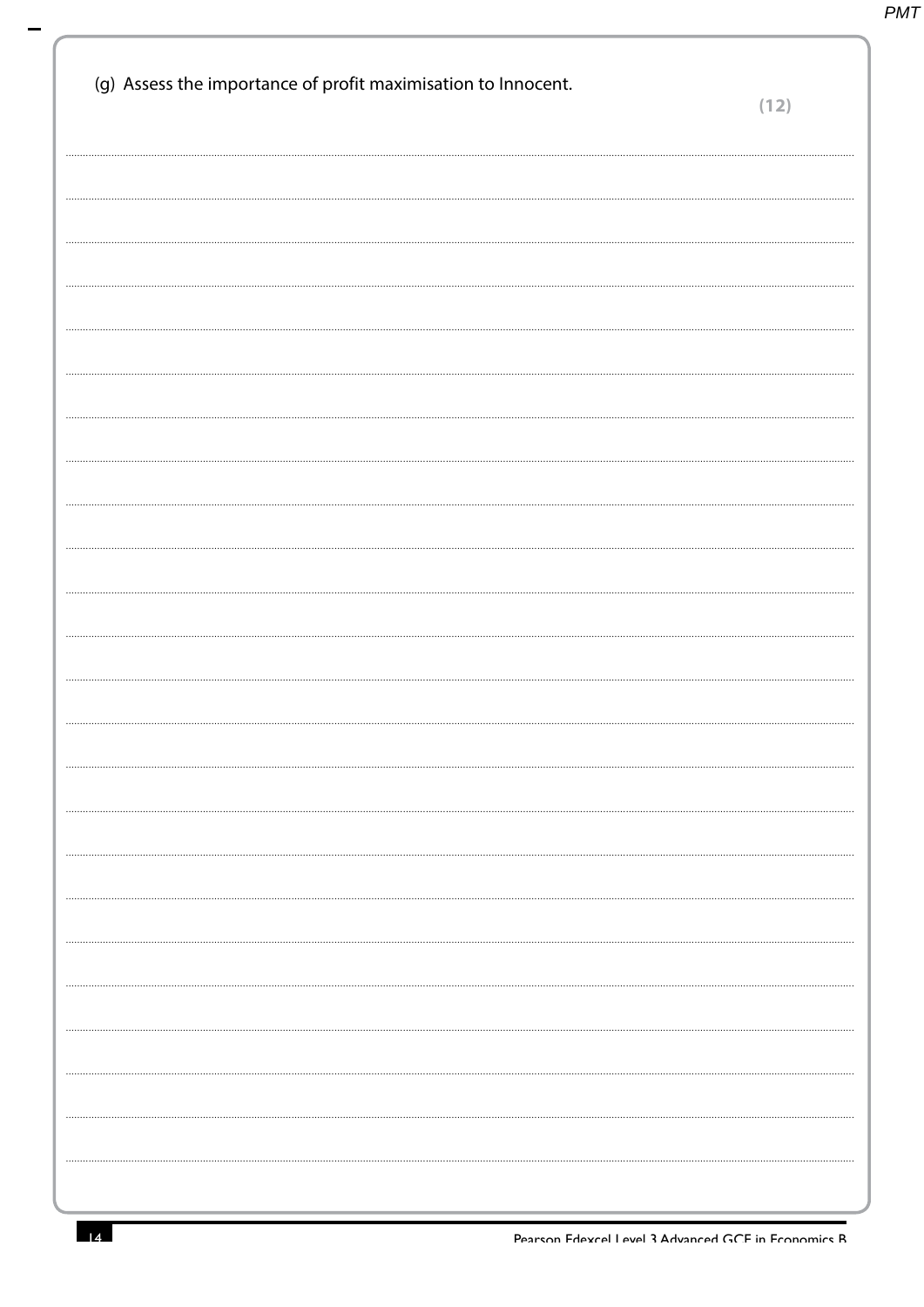(g) Assess the importance of profit maximisation to Innocent.

**(12)**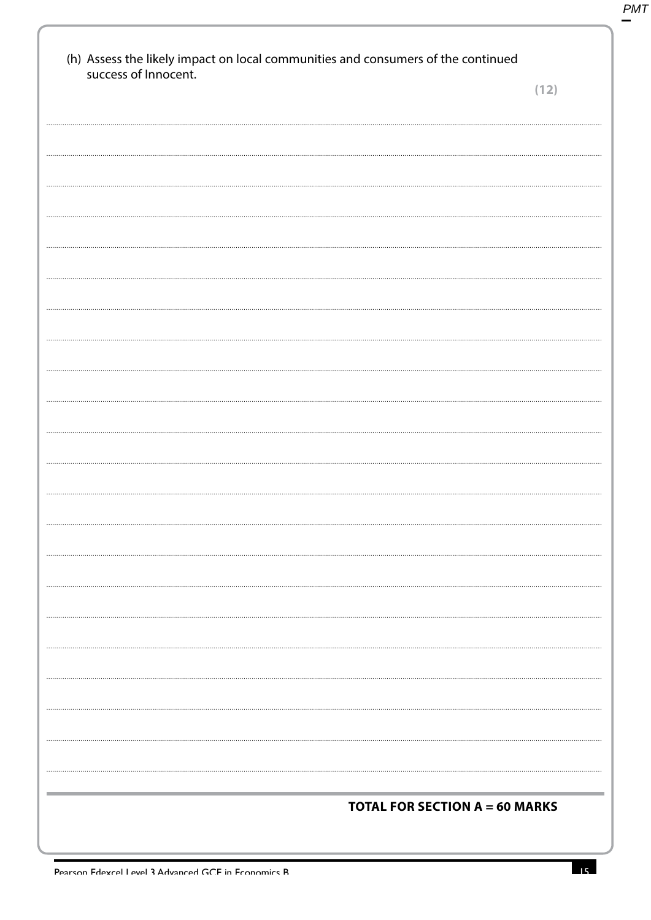(h) Assess the likely impact on local communities and consumers of the continued success of Innocent.

**(12)**

**TOTAL FOR SECTION A = 60 MARKS**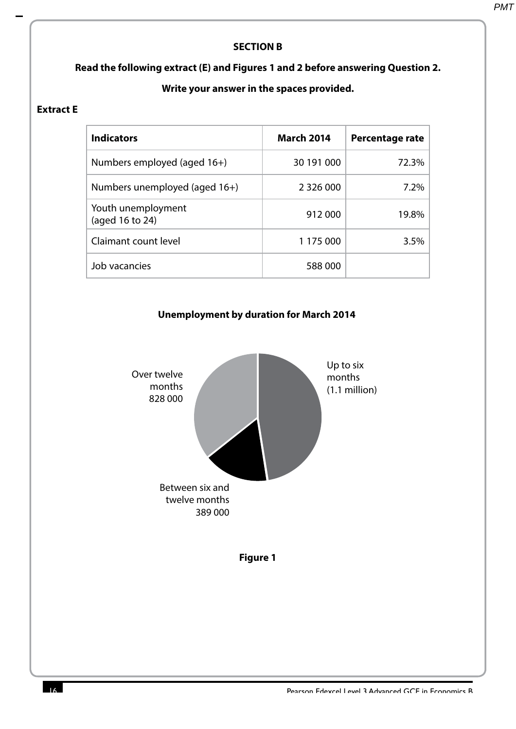**SECTION B**

**Read the following extract (E) and Figures 1 and 2 before answering Question 2.**

**Write your answer in the spaces provided.**

**Extract E**

| Indicators | March 2014 | Percentage rate |
|---|---|---|
| Numbers employed (aged 16+) | 30 191 000 | 72.3% |
| Numbers unemployed (aged 16+) | 2 326 000 | 7.2% |
| Youth unemployment (aged 16 to 24) | 912 000 | 19.8% |
| Claimant count level | 1 175 000 | 3.5% |
| Job vacancies | 588 000 | |

**Unemployment by duration for March 2014**

Over twelve months 828 000

Up to six months (1.1 million)

Between six and twelve months 389 000

**Figure 1**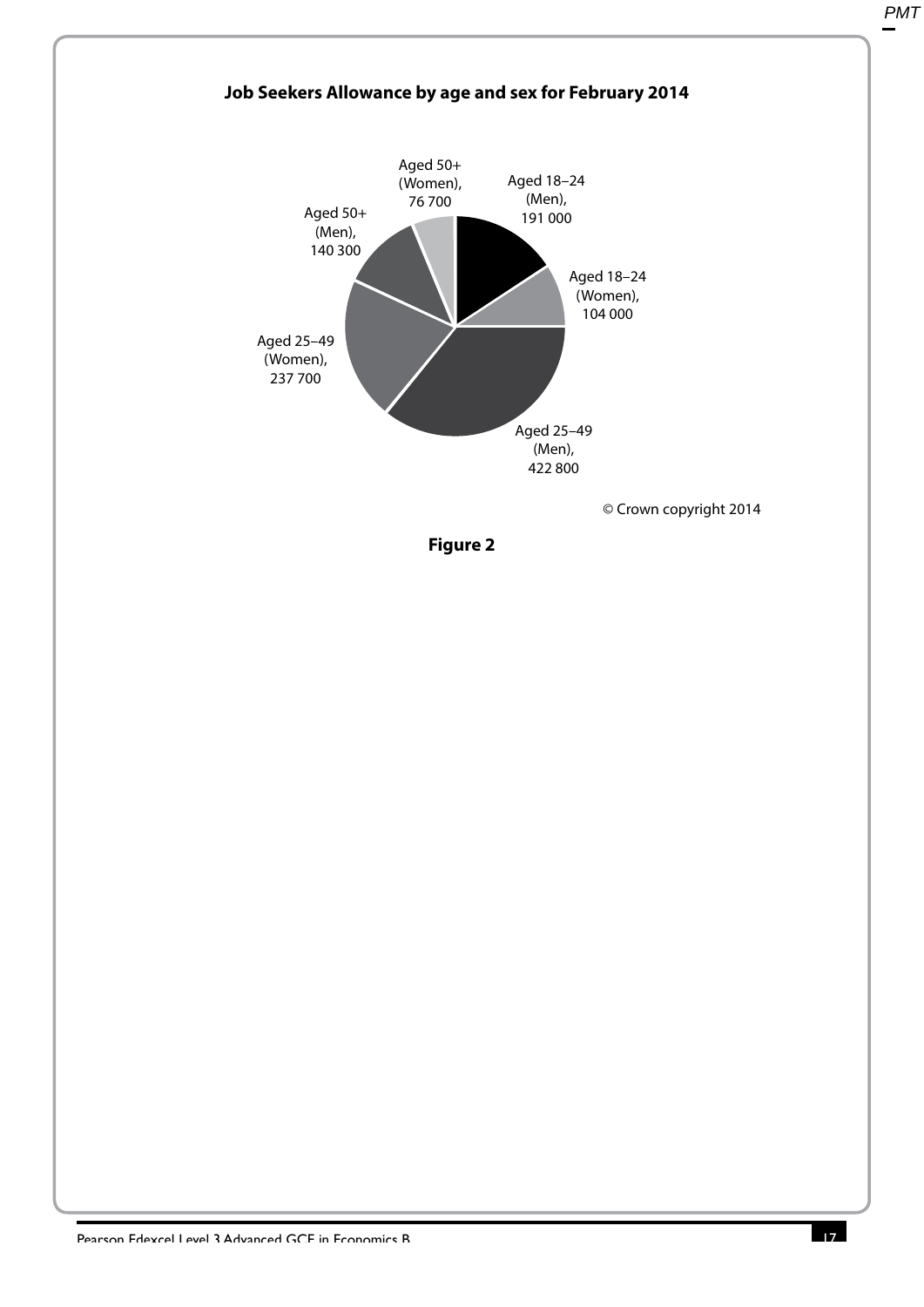**Job Seekers Allowance by age and sex for February 2014**

Aged 50+ (Women), 76 700

Aged 18–24 (Men), 191 000

Aged 50+ (Men), 140 300

Aged 18–24 (Women), 104 000

Aged 25–49 (Women), 237 700

Aged 25–49 (Men), 422 800

© Crown copyright 2014

**Figure 2**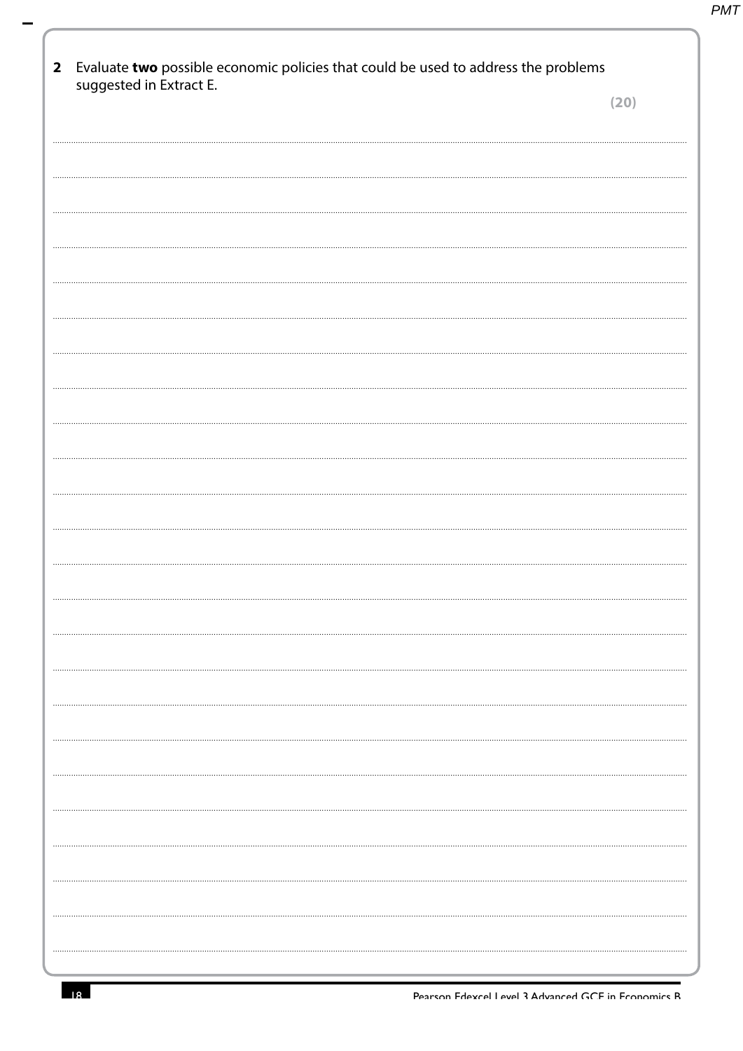**2** Evaluate **two** possible economic policies that could be used to address the problems suggested in Extract E.

**(20)**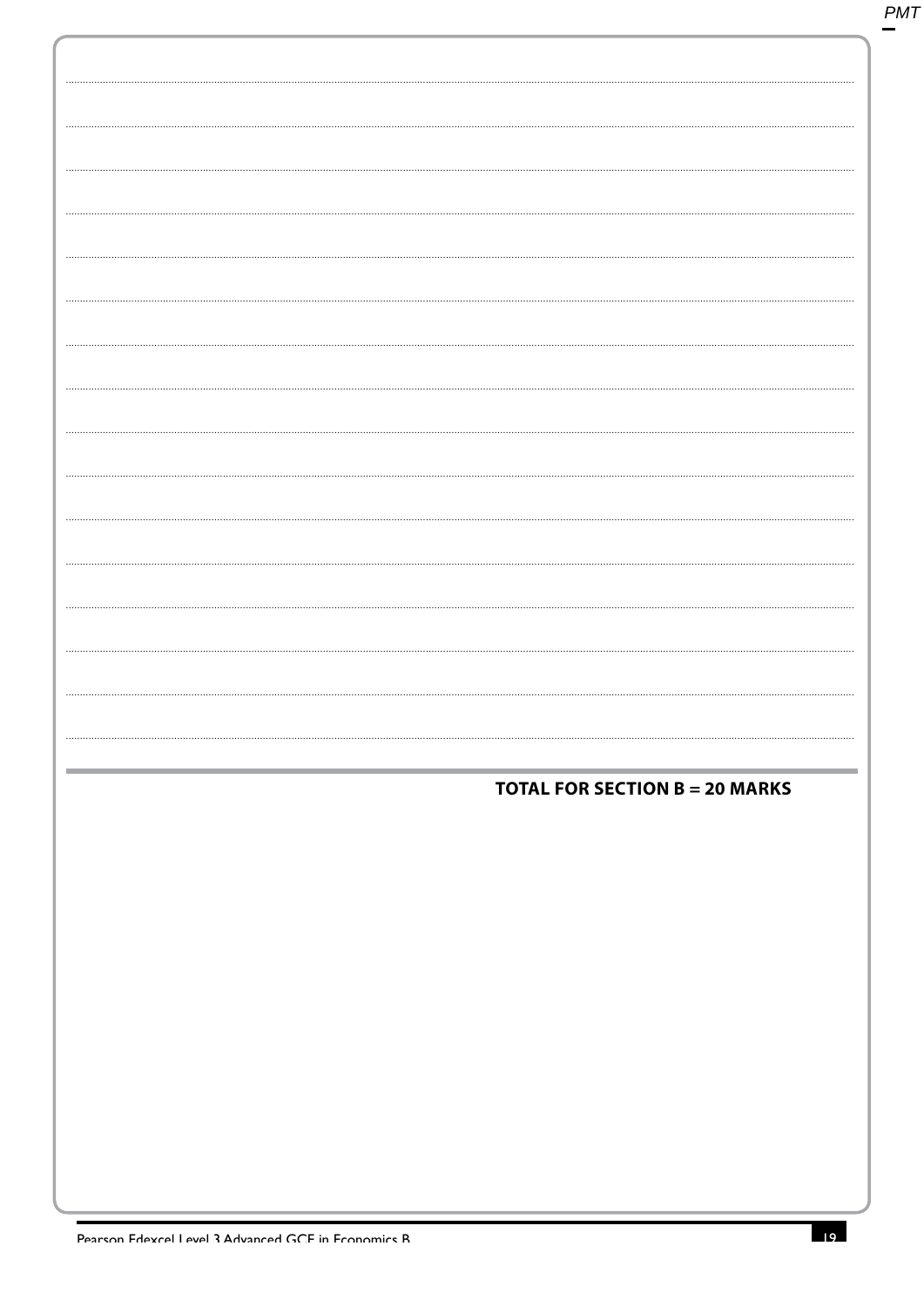**TOTAL FOR SECTION B = 20 MARKS**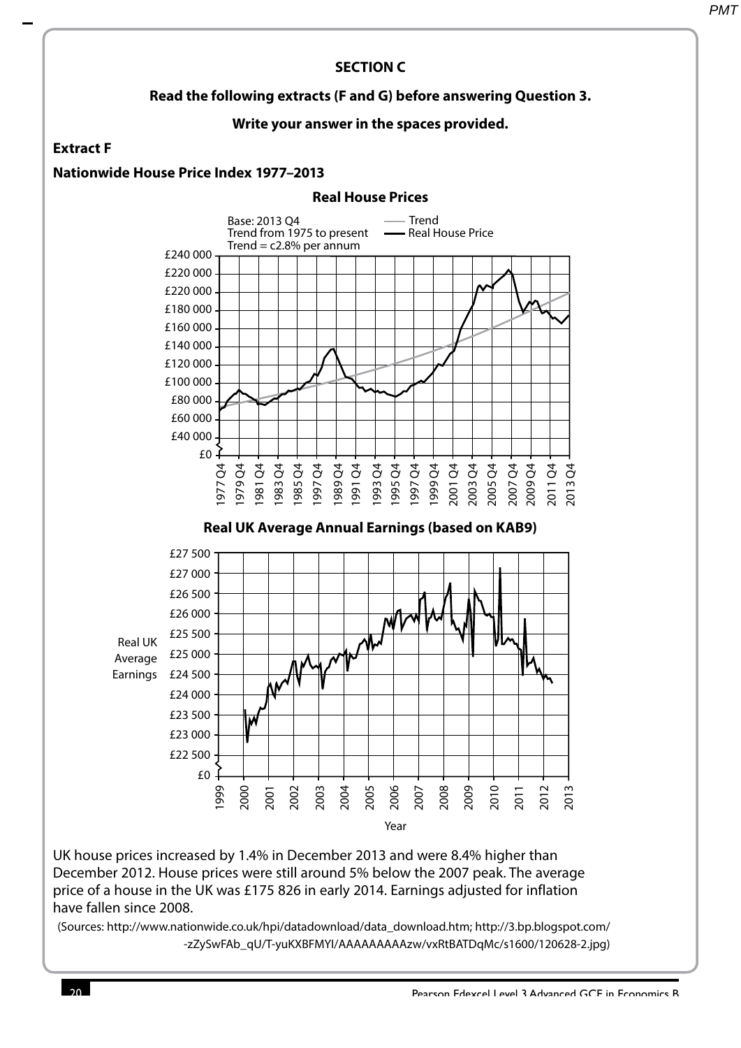**SECTION C**

**Read the following extracts (F and G) before answering Question 3.**

**Write your answer in the spaces provided.**

**Extract F**

**Nationwide House Price Index 1977–2013**

**Real House Prices**

Base: 2013 Q4
Trend from 1975 to present
Trend = c2.8% per annum

— Trend
— Real House Price

**Real UK Average Annual Earnings (based on KAB9)**

UK house prices increased by 1.4% in December 2013 and were 8.4% higher than December 2012. House prices were still around 5% below the 2007 peak. The average price of a house in the UK was £175 826 in early 2014. Earnings adjusted for inflation have fallen since 2008.

(Sources: http://www.nationwide.co.uk/hpi/datadownload/data_download.htm; http://3.bp.blogspot.com/-zZySwFAb_qU/T-yuKXBFMYI/AAAAAAAAAzw/vxRtBATDqMc/s1600/120628-2.jpg)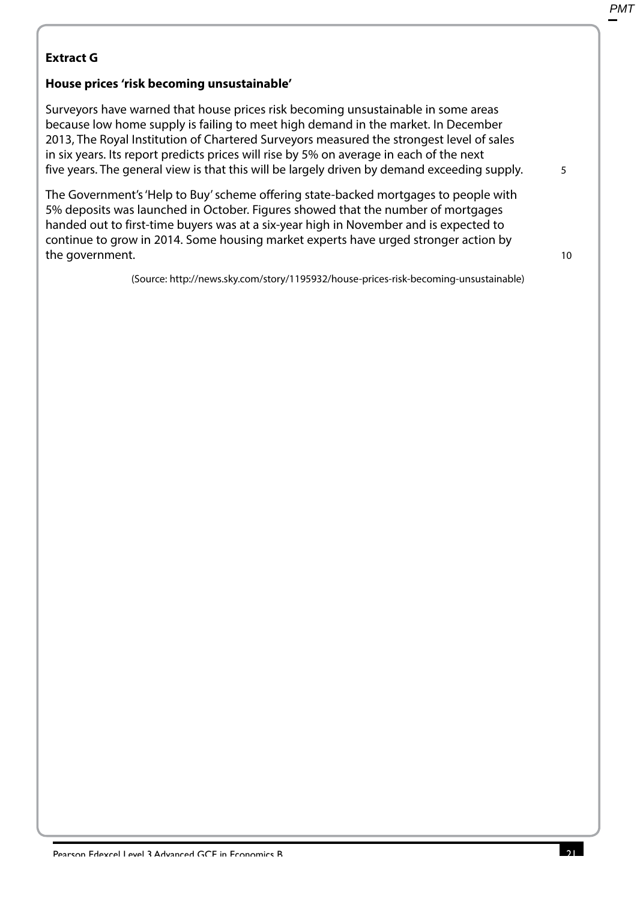**Extract G**

**House prices 'risk becoming unsustainable'**

Surveyors have warned that house prices risk becoming unsustainable in some areas because low home supply is failing to meet high demand in the market. In December 2013, The Royal Institution of Chartered Surveyors measured the strongest level of sales in six years. Its report predicts prices will rise by 5% on average in each of the next five years. The general view is that this will be largely driven by demand exceeding supply.

The Government's 'Help to Buy' scheme offering state-backed mortgages to people with 5% deposits was launched in October. Figures showed that the number of mortgages handed out to first-time buyers was at a six-year high in November and is expected to continue to grow in 2014. Some housing market experts have urged stronger action by the government.

(Source: http://news.sky.com/story/1195932/house-prices-risk-becoming-unsustainable)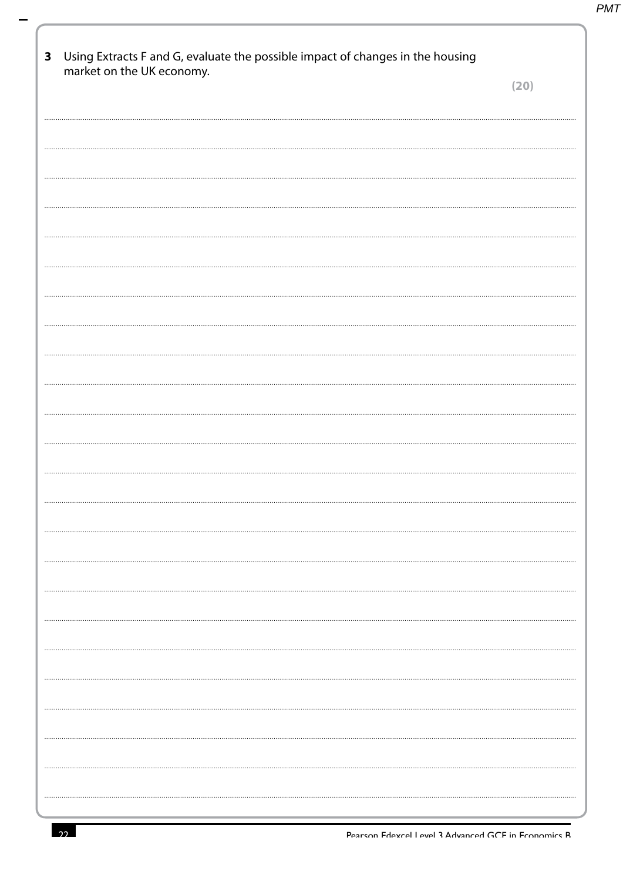**3** Using Extracts F and G, evaluate the possible impact of changes in the housing market on the UK economy.

**(20)**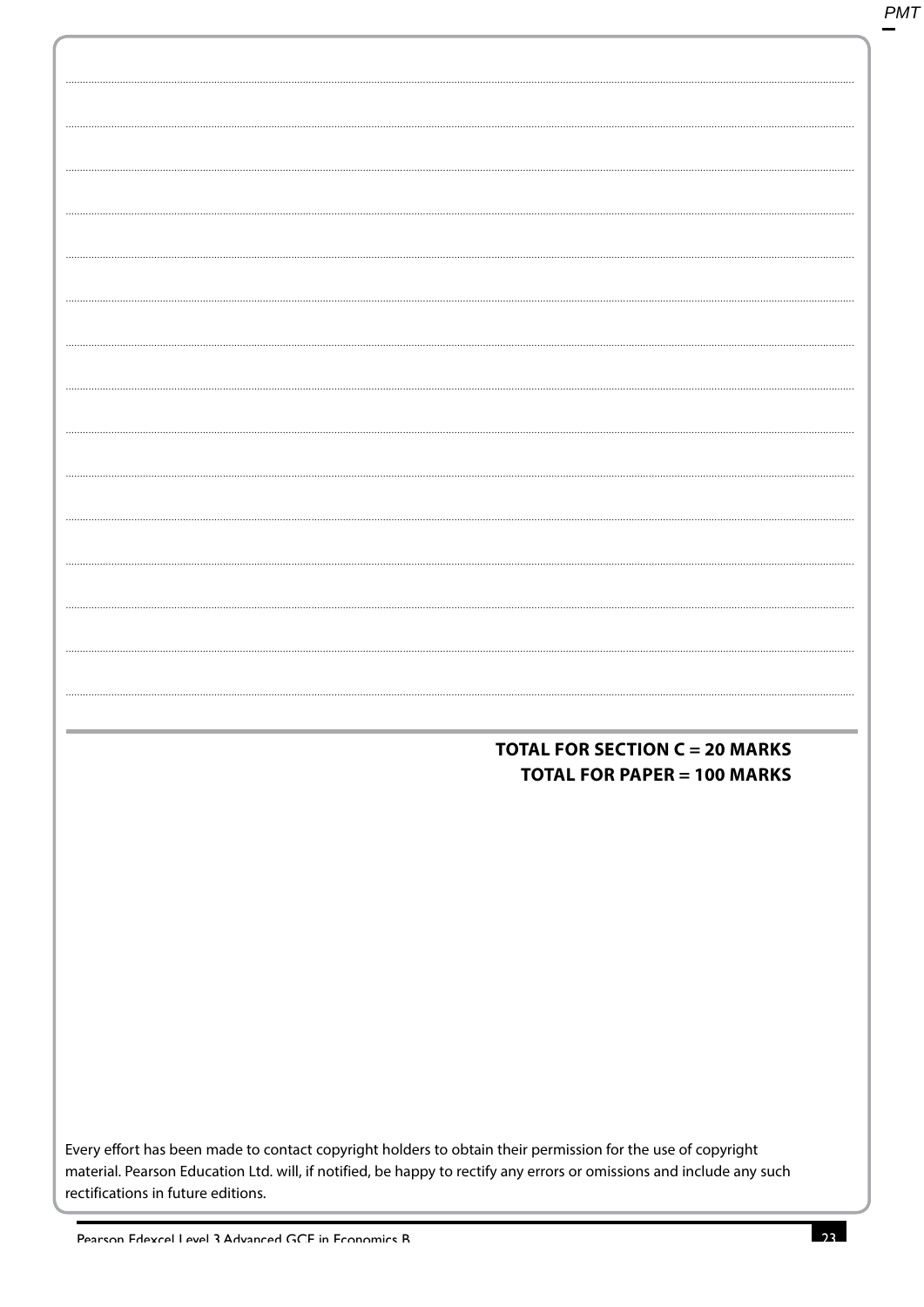**TOTAL FOR SECTION C = 20 MARKS**
**TOTAL FOR PAPER = 100 MARKS**

Every effort has been made to contact copyright holders to obtain their permission for the use of copyright material. Pearson Education Ltd. will, if notified, be happy to rectify any errors or omissions and include any such rectifications in future editions.